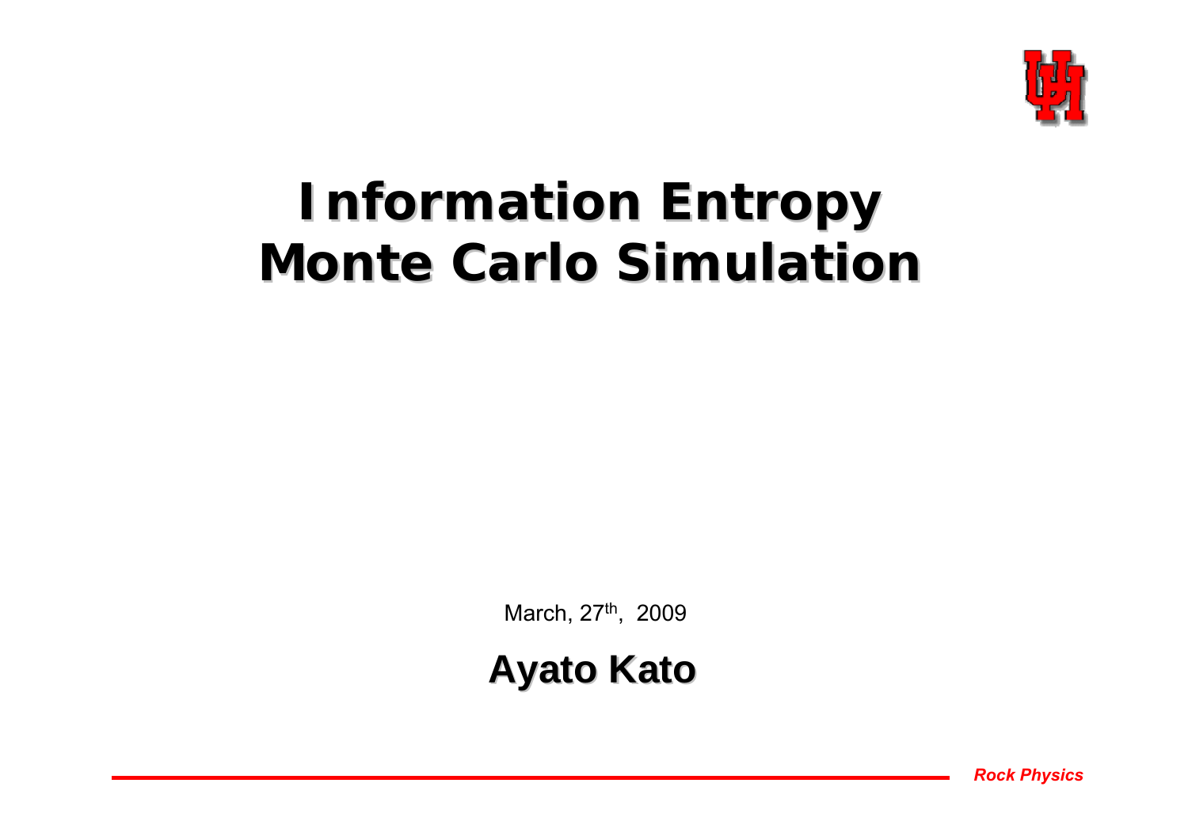# Information Entropy Monte Carlo Simulation

March, 27th, 2009

**Ayato Kato**

*Rock Physics*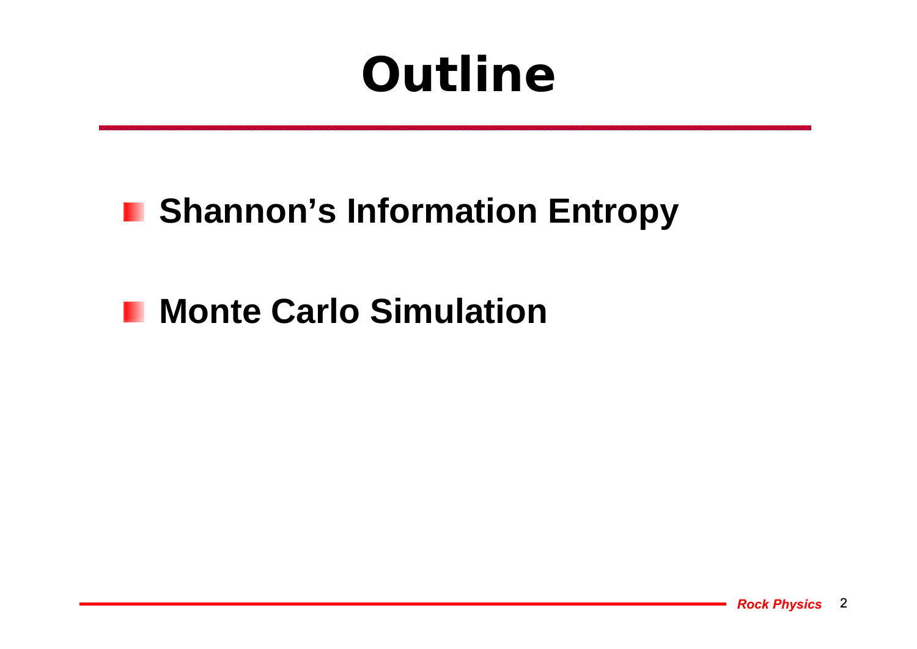# Outline

- **Shannon's Information Entropy**
- **Monte Carlo Simulation**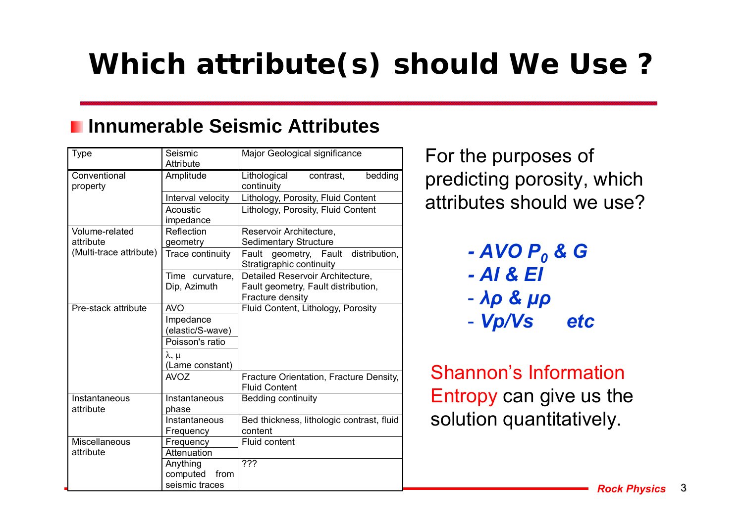# Which attribute(s) should We Use ?

## Innumerable Seismic Attributes

| Type | Seismic Attribute | Major Geological significance |
|---|---|---|
| Conventional property | Amplitude | Lithological contrast, bedding continuity |
| | Interval velocity | Lithology, Porosity, Fluid Content |
| | Acoustic impedance | Lithology, Porosity, Fluid Content |
| Volume-related attribute (Multi-trace attribute) | Reflection geometry | Reservoir Architecture, Sedimentary Structure |
| | Trace continuity | Fault geometry, Fault distribution, Stratigraphic continuity |
| | Time curvature, Dip, Azimuth | Detailed Reservoir Architecture, Fault geometry, Fault distribution, Fracture density |
| Pre-stack attribute | AVO | Fluid Content, Lithology, Porosity |
| | Impedance (elastic/S-wave) | |
| | Poisson's ratio | |
| | $\lambda$, $\mu$ (Lame constant) | |
| | AVOZ | Fracture Orientation, Fracture Density, Fluid Content |
| Instantaneous attribute | Instantaneous phase | Bedding continuity |
| | Instantaneous Frequency | Bed thickness, lithologic contrast, fluid content |
| Miscellaneous attribute | Frequency | Fluid content |
| | Attenuation | |
| | Anything computed from seismic traces | ??? |

For the purposes of predicting porosity, which attributes should we use?

- ***AVO $P_0$ & G***
- ***AI & EI***
- ***$\lambda\rho$ & $\mu\rho$***
- ***Vp/Vs etc***

Shannon's Information Entropy can give us the solution quantitatively.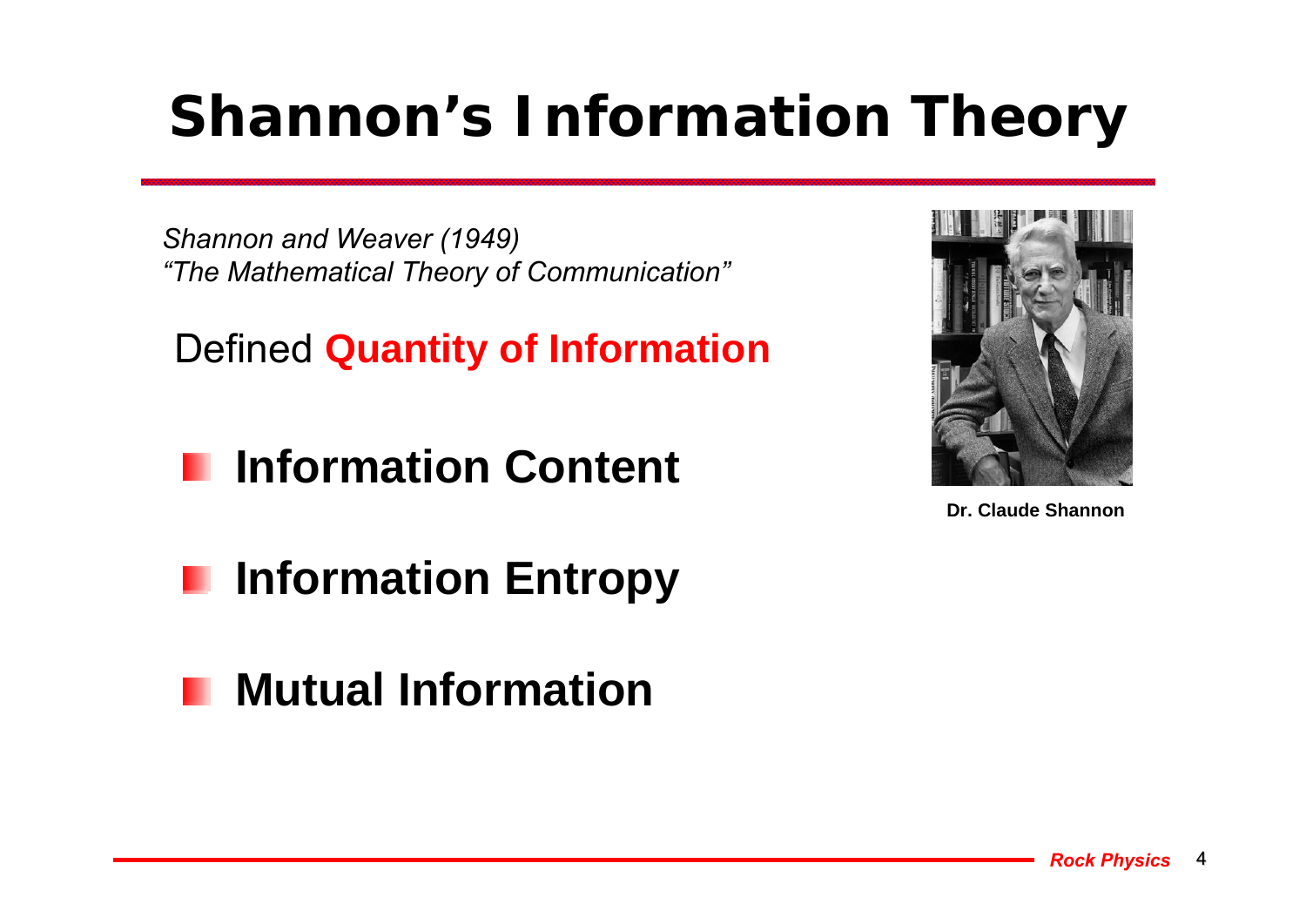# Shannon's Information Theory

*Shannon and Weaver (1949)*
*"The Mathematical Theory of Communication"*

Defined **Quantity of Information**

- **Information Content**
- **Information Entropy**
- **Mutual Information**

**Dr. Claude Shannon**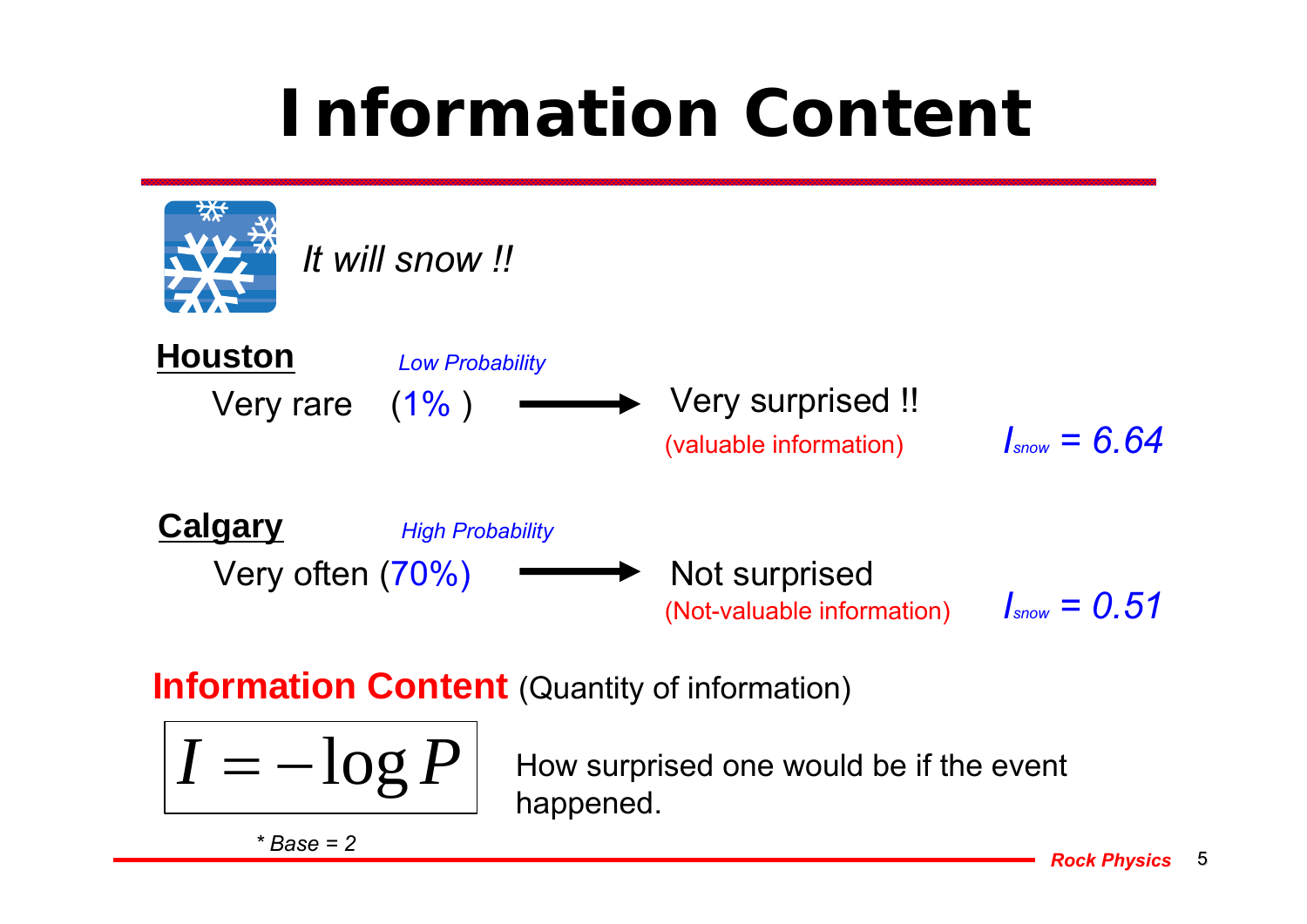# Information Content

*It will snow !!*

**Houston** *Low Probability*

Very rare (1% ) → Very surprised !!

(valuable information) $I_{snow} = 6.64$

**Calgary** *High Probability*

Very often (70%) → Not surprised

(Not-valuable information) $I_{snow} = 0.51$

**Information Content** (Quantity of information)

$$I = -\log P$$

How surprised one would be if the event happened.

*\* Base = 2*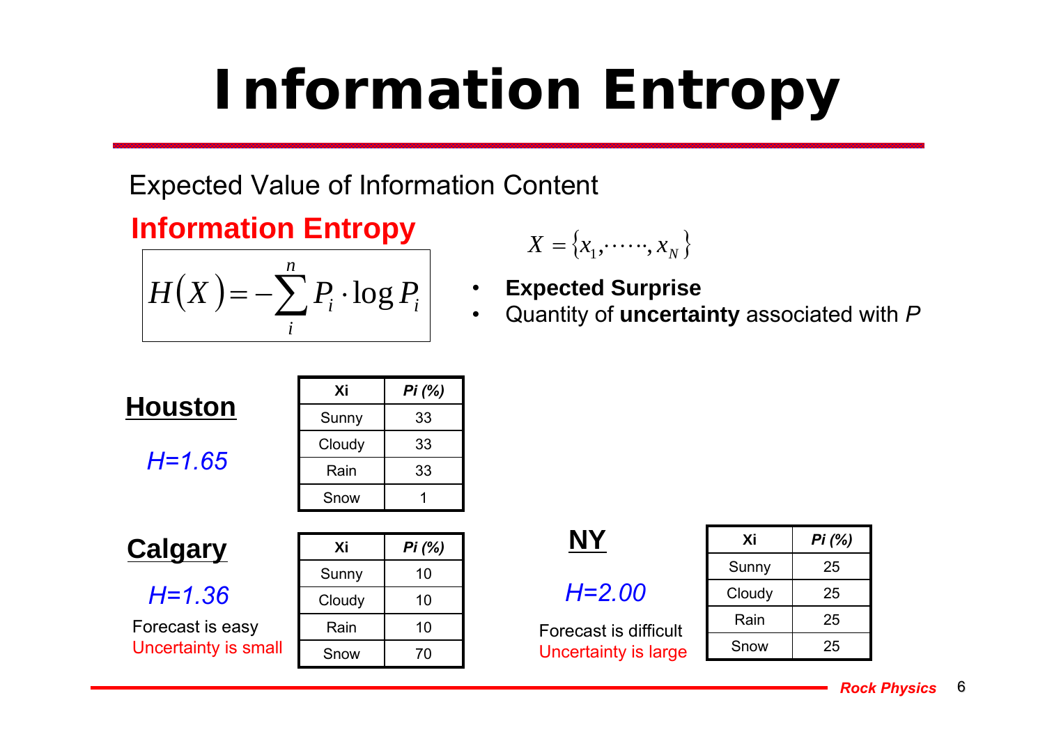# Information Entropy

Expected Value of Information Content

**Information Entropy**

$$H(X) = -\sum_{i}^{n} P_i \cdot \log P_i$$

$$X = \{x_1, \cdots\cdots, x_N\}$$

- **Expected Surprise**
- Quantity of **uncertainty** associated with *P*

## Houston

*H=1.65*

| Xi | *Pi (%)* |
|---|---|
| Sunny | 33 |
| Cloudy | 33 |
| Rain | 33 |
| Snow | 1 |

## Calgary

*H=1.36*

Forecast is easy

Uncertainty is small

| Xi | *Pi (%)* |
|---|---|
| Sunny | 10 |
| Cloudy | 10 |
| Rain | 10 |
| Snow | 70 |

## NY

*H=2.00*

Forecast is difficult

Uncertainty is large

| Xi | *Pi (%)* |
|---|---|
| Sunny | 25 |
| Cloudy | 25 |
| Rain | 25 |
| Snow | 25 |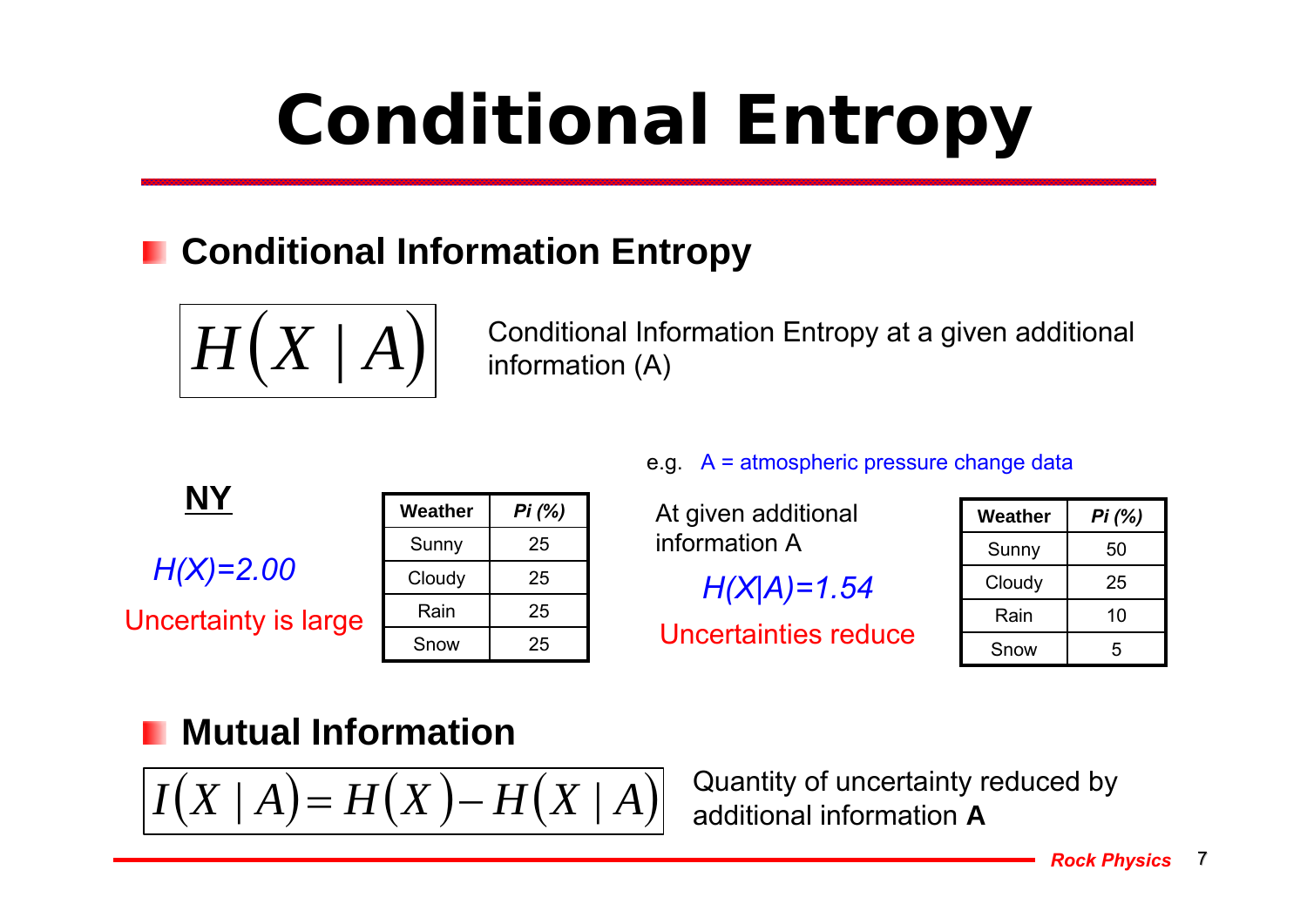# Conditional Entropy

## Conditional Information Entropy

$$H(X \mid A)$$

Conditional Information Entropy at a given additional information (A)

e.g. A = atmospheric pressure change data

**NY**

*H(X)=2.00*

Uncertainty is large

| Weather | *Pi (%)* |
|---|---|
| Sunny | 25 |
| Cloudy | 25 |
| Rain | 25 |
| Snow | 25 |

At given additional information A

*H(X|A)=1.54*

Uncertainties reduce

| Weather | *Pi (%)* |
|---|---|
| Sunny | 50 |
| Cloudy | 25 |
| Rain | 10 |
| Snow | 5 |

## Mutual Information

$$I(X \mid A) = H(X) - H(X \mid A)$$

Quantity of uncertainty reduced by additional information **A**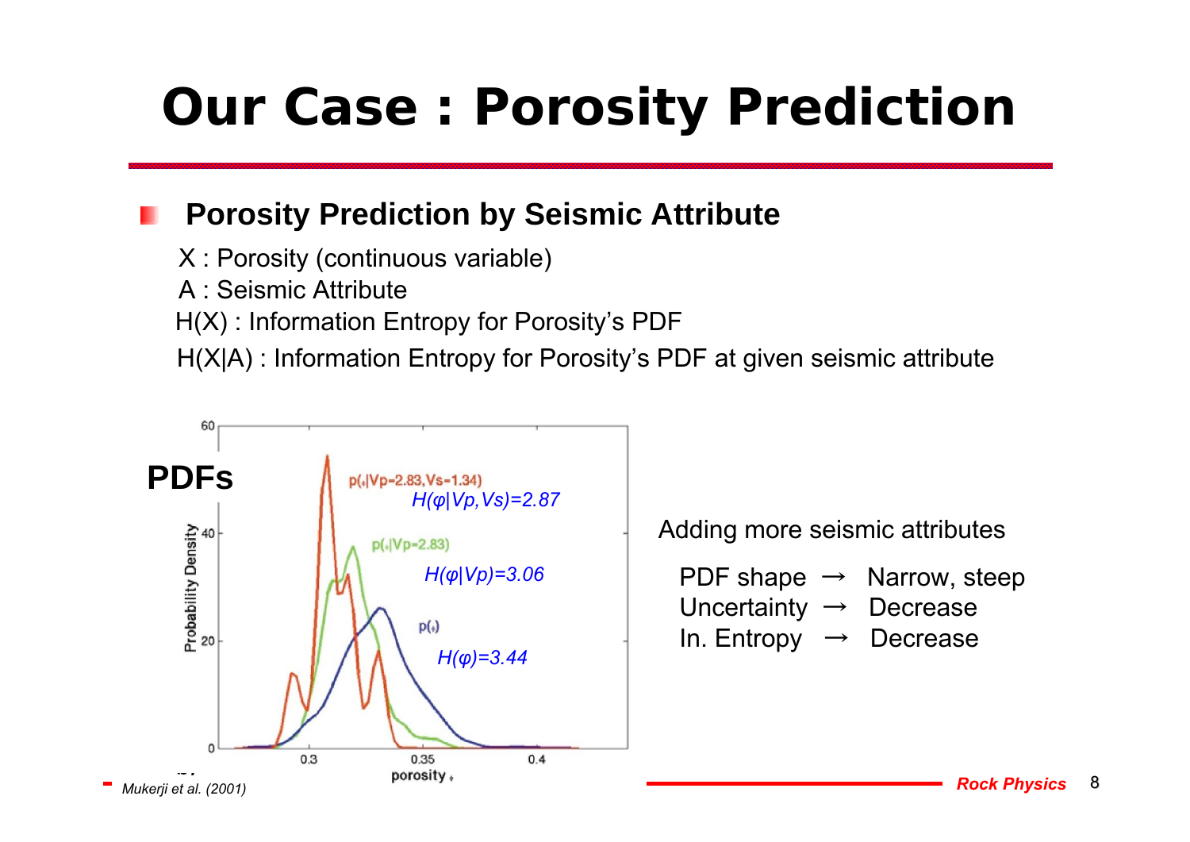# Our Case : Porosity Prediction

## Porosity Prediction by Seismic Attribute

X : Porosity (continuous variable)

A : Seismic Attribute

H(X) : Information Entropy for Porosity's PDF

H(X|A) : Information Entropy for Porosity's PDF at given seismic attribute

**PDFs**

*$H(\varphi|Vp,Vs)=2.87$*

*$H(\varphi|Vp)=3.06$*

*$H(\varphi)=3.44$*

Adding more seismic attributes

| | | |
|---|---|---|
| PDF shape | → | Narrow, steep |
| Uncertainty | → | Decrease |
| In. Entropy | → | Decrease |

*Mukerji et al. (2001)*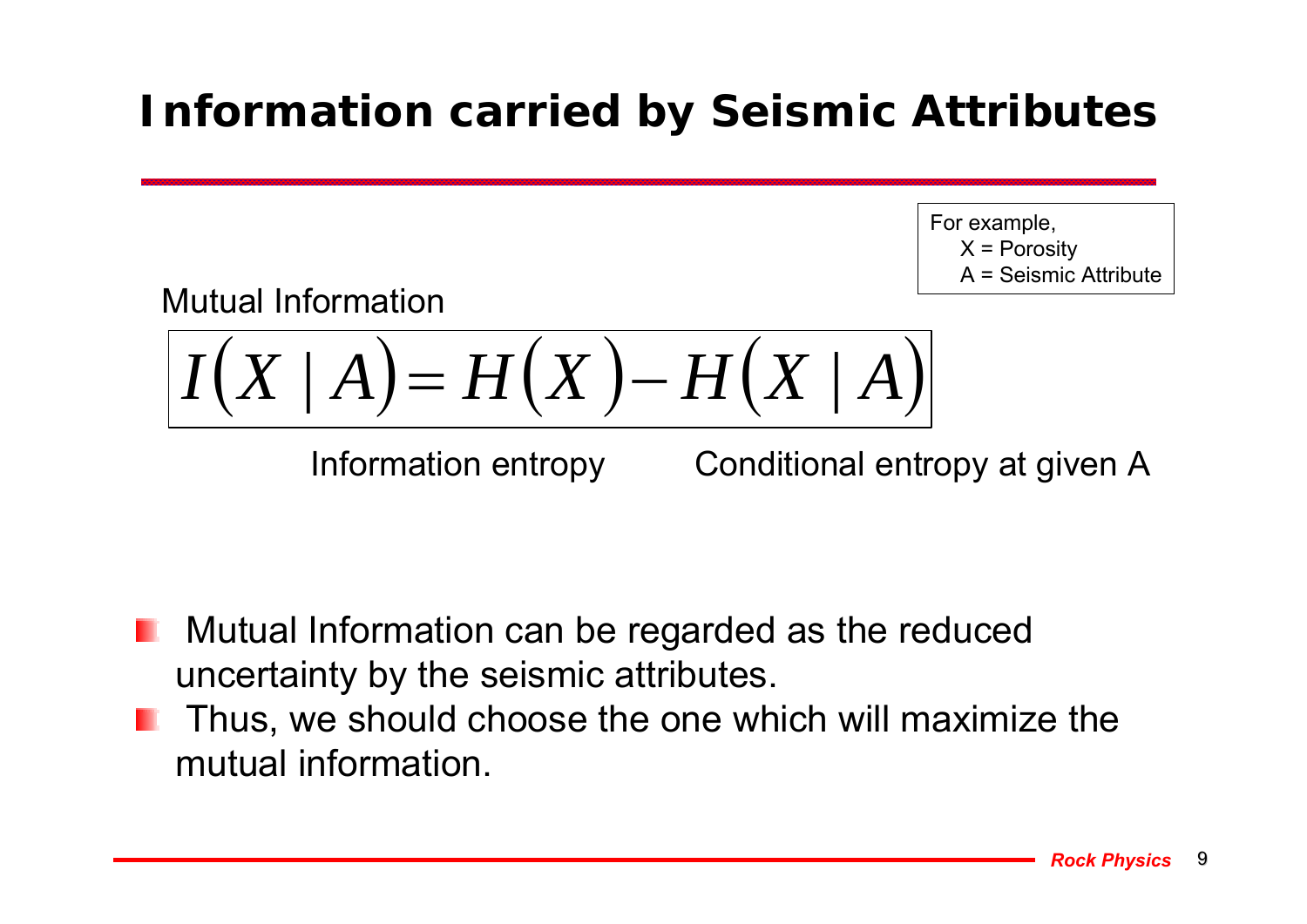# Information carried by Seismic Attributes

For example,
X = Porosity
A = Seismic Attribute

Mutual Information

$$I(X \mid A) = H(X) - H(X \mid A)$$

Information entropy — Conditional entropy at given A

- Mutual Information can be regarded as the reduced uncertainty by the seismic attributes.
- Thus, we should choose the one which will maximize the mutual information.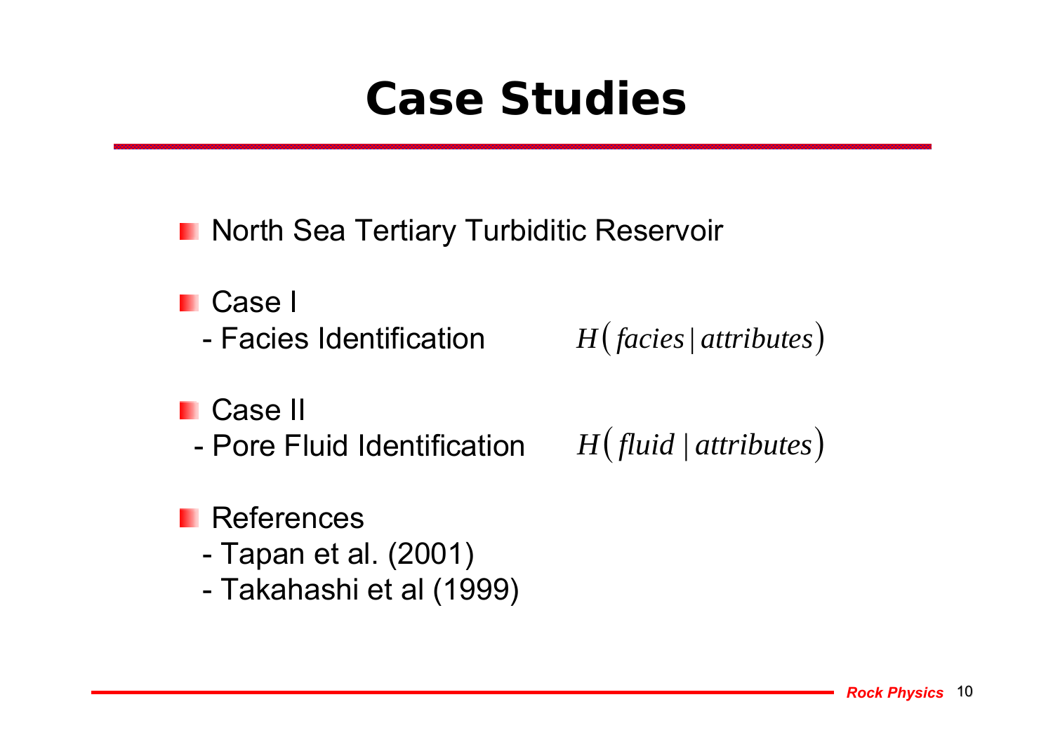# Case Studies

- North Sea Tertiary Turbiditic Reservoir

- Case I
  - Facies Identification $H(facies \mid attributes)$

- Case II
  - Pore Fluid Identification $H(fluid \mid attributes)$

- References
  - Tapan et al. (2001)
  - Takahashi et al (1999)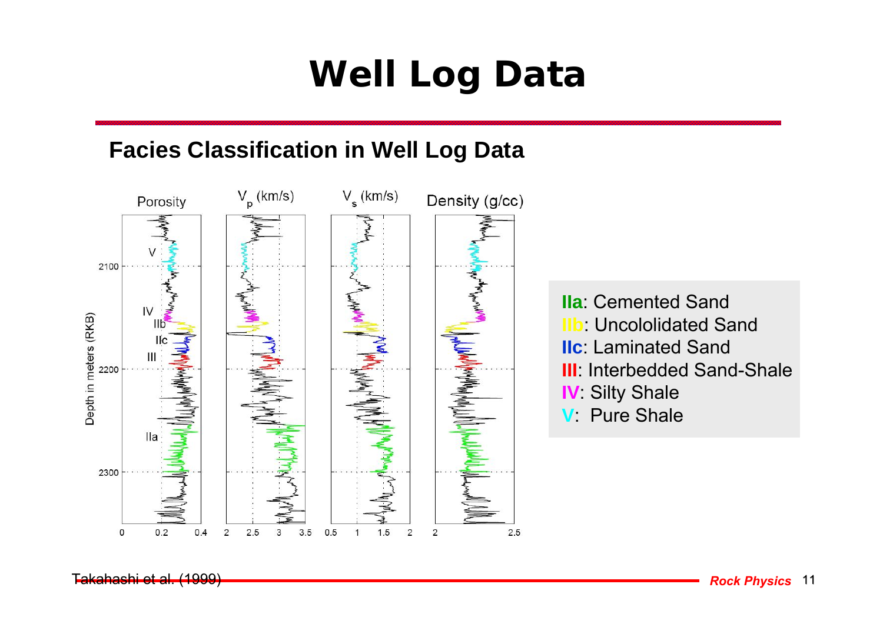# Well Log Data

## Facies Classification in Well Log Data

**IIa**: Cemented Sand
**IIb**: Uncololidated Sand
**IIc**: Laminated Sand
**III**: Interbedded Sand-Shale
**IV**: Silty Shale
**V**: Pure Shale

Takahashi et al. (1999)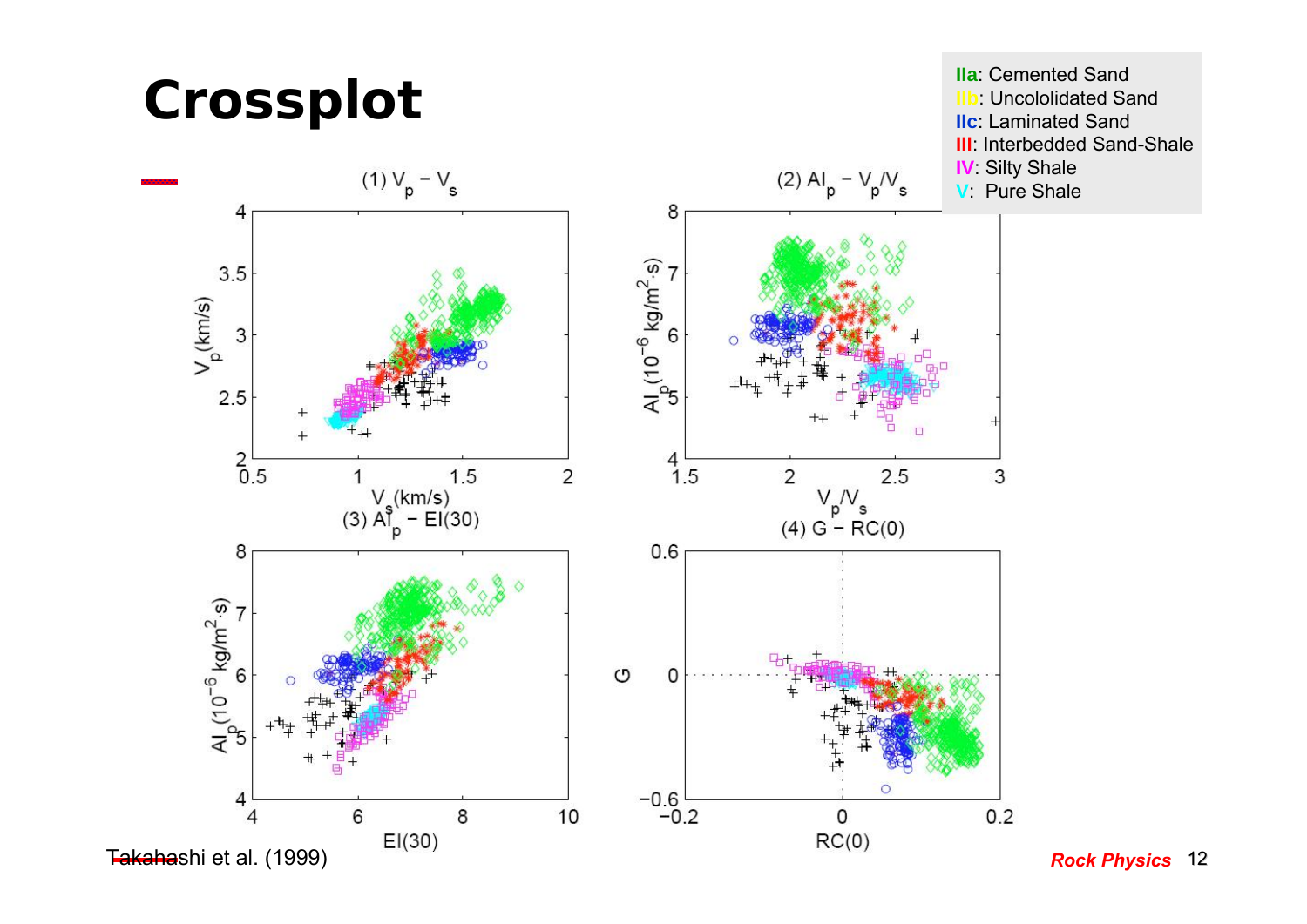# Crossplot

**IIa**: Cemented Sand
**IIb**: Uncololidated Sand
**IIc**: Laminated Sand
**III**: Interbedded Sand-Shale
**IV**: Silty Shale
**V**: Pure Shale

(1) $V_p - V_s$

(2) $AI_p - V_p/V_s$

(3) $AI_p - EI(30)$

(4) $G - RC(0)$

Takahashi et al. (1999)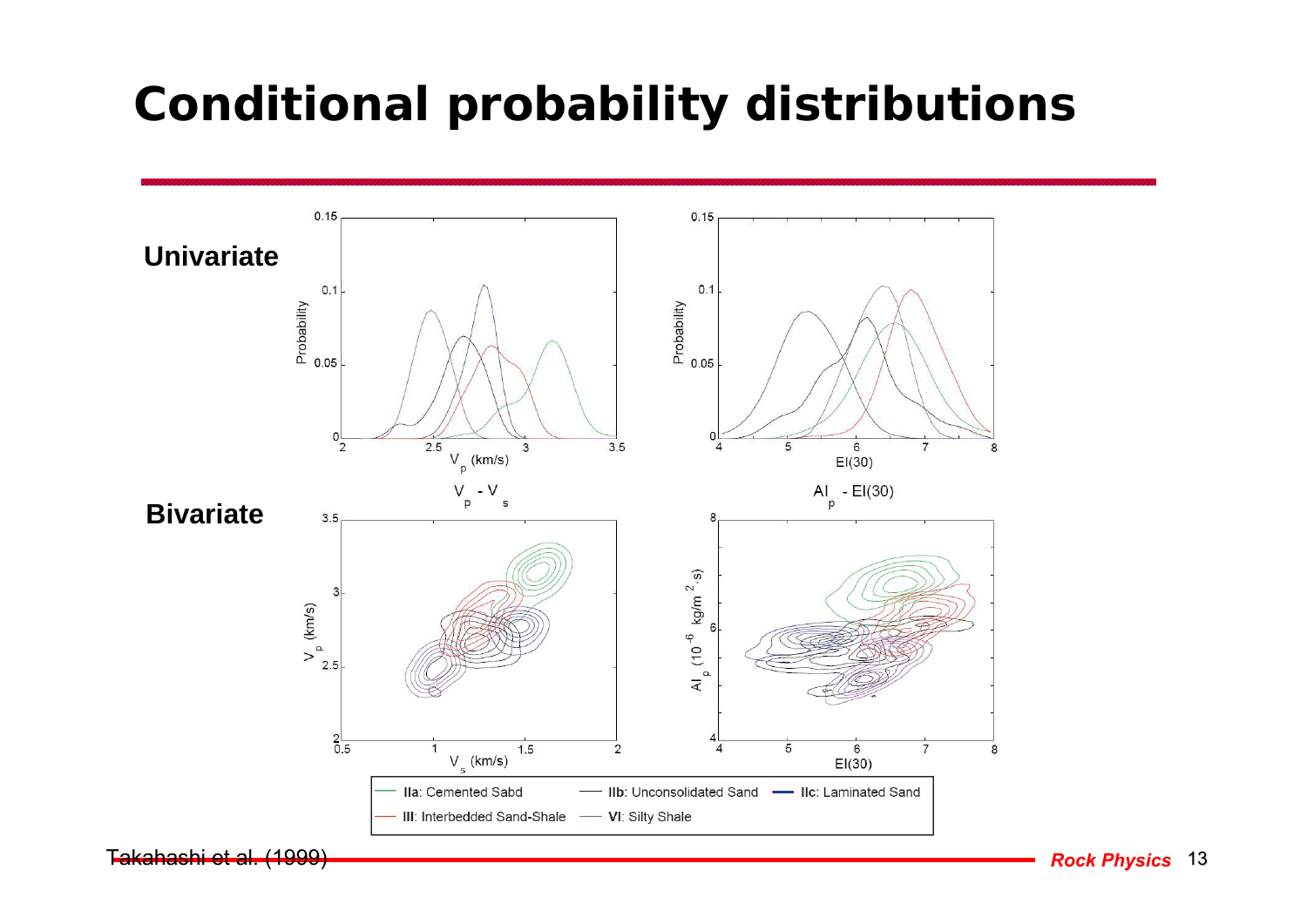# Conditional probability distributions

**Univariate**

**Bivariate**

$V_p - V_s$

$AI_p - EI(30)$

**IIa**: Cemented Sabd — **IIb**: Unconsolidated Sand — **IIc**: Laminated Sand

**III**: Interbedded Sand-Shale — **VI**: Silty Shale

Takahashi et al. (1999)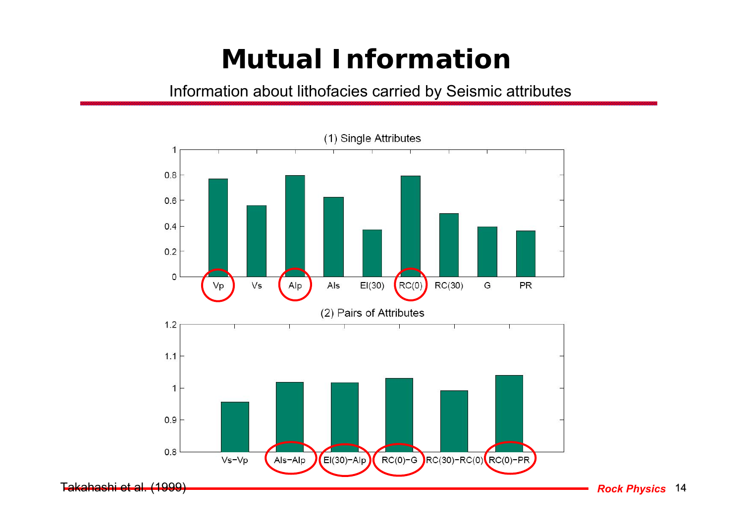# Mutual Information

Information about lithofacies carried by Seismic attributes

(1) Single Attributes

(2) Pairs of Attributes

Takahashi et al. (1999)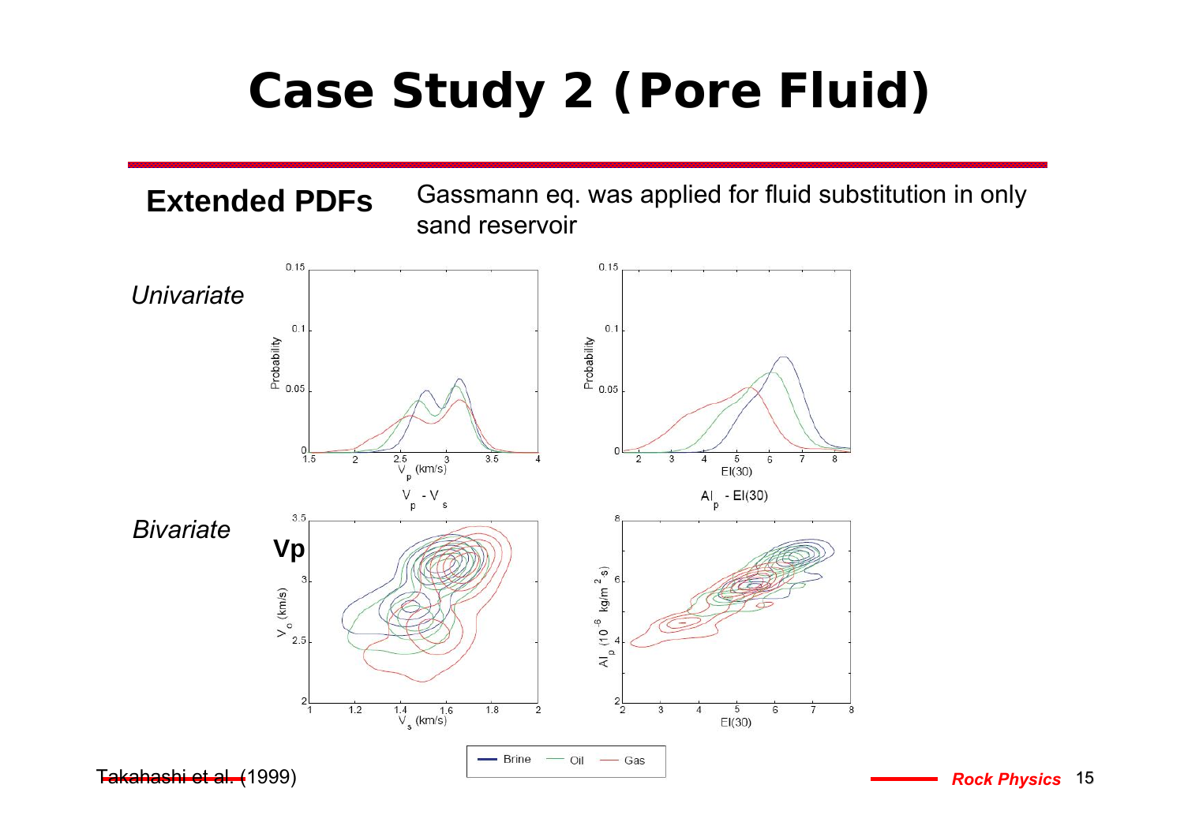# Case Study 2 (Pore Fluid)

**Extended PDFs** Gassmann eq. was applied for fluid substitution in only sand reservoir

*Univariate*

*Bivariate*

Takahashi et al. (1999)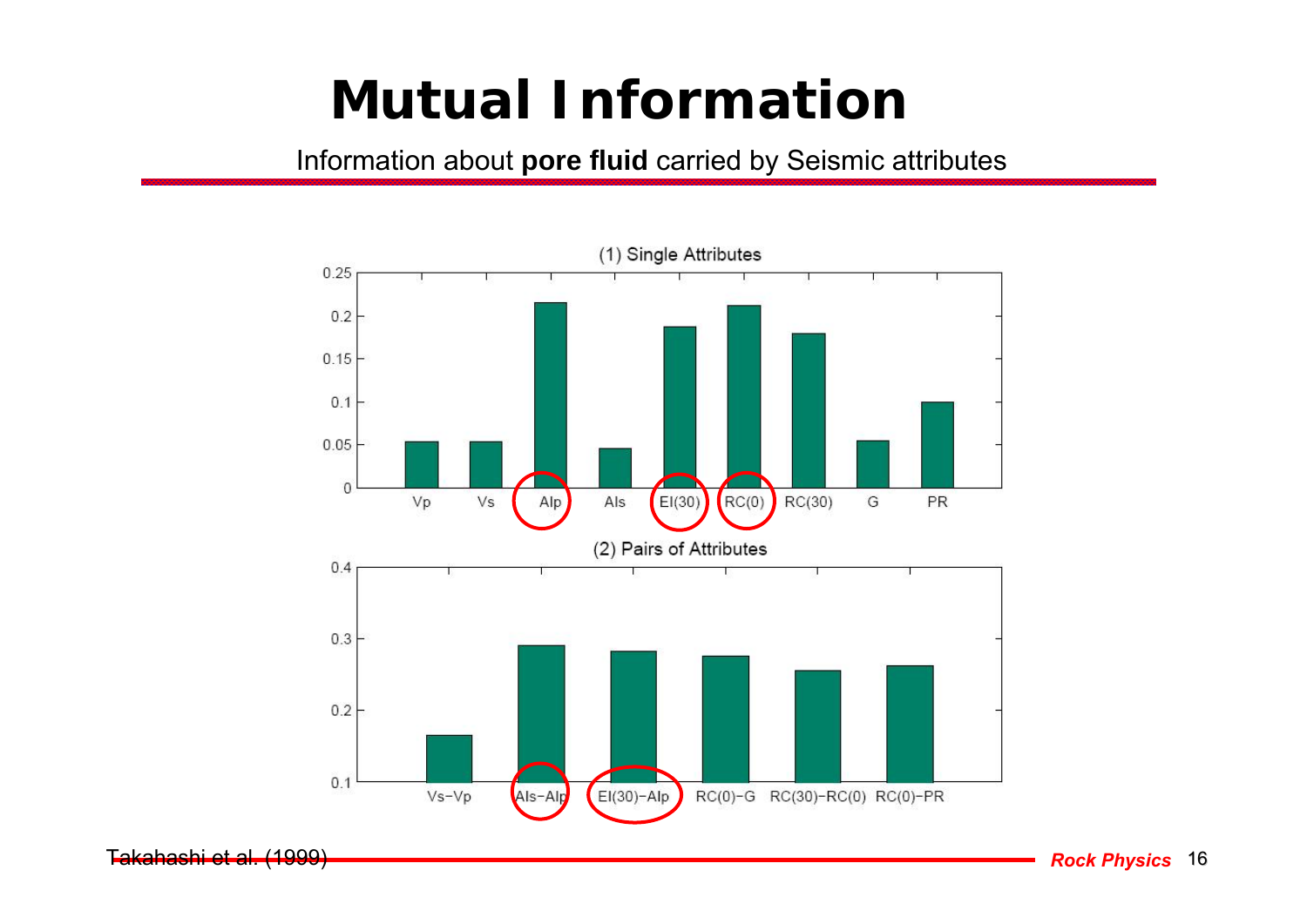# Mutual Information

Information about **pore fluid** carried by Seismic attributes

(1) Single Attributes

(2) Pairs of Attributes

Takahashi et al. (1999)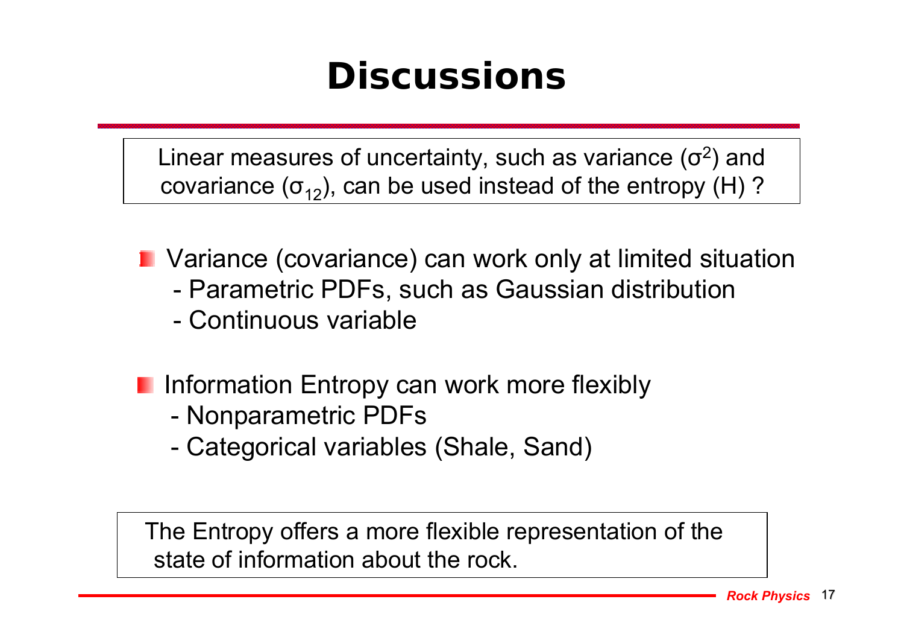# Discussions

Linear measures of uncertainty, such as variance ($\sigma^2$) and covariance ($\sigma_{12}$), can be used instead of the entropy (H) ?

- Variance (covariance) can work only at limited situation
  - Parametric PDFs, such as Gaussian distribution
  - Continuous variable
- Information Entropy can work more flexibly
  - Nonparametric PDFs
  - Categorical variables (Shale, Sand)

The Entropy offers a more flexible representation of the state of information about the rock.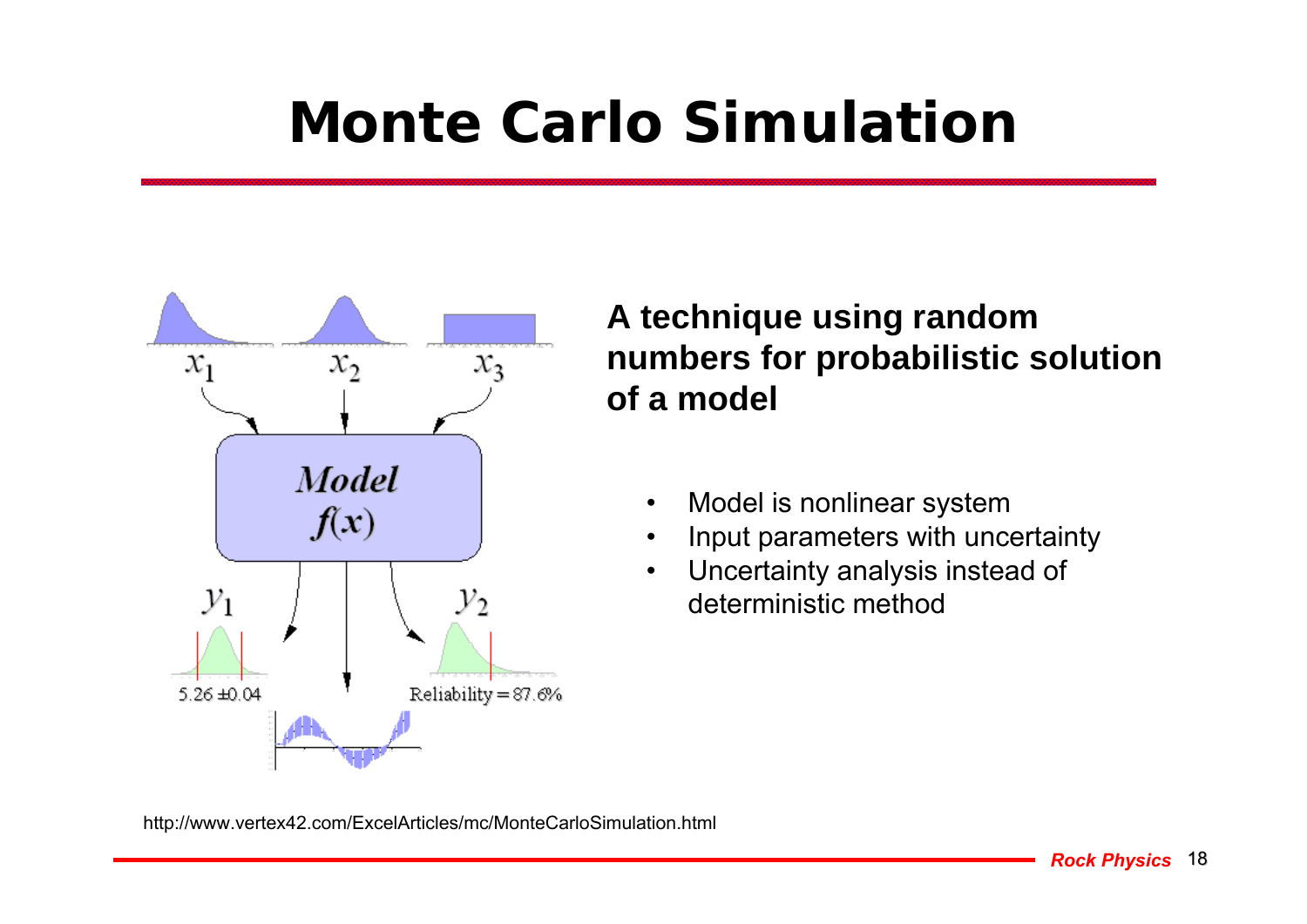# Monte Carlo Simulation

**A technique using random numbers for probabilistic solution of a model**

- Model is nonlinear system
- Input parameters with uncertainty
- Uncertainty analysis instead of deterministic method

http://www.vertex42.com/ExcelArticles/mc/MonteCarloSimulation.html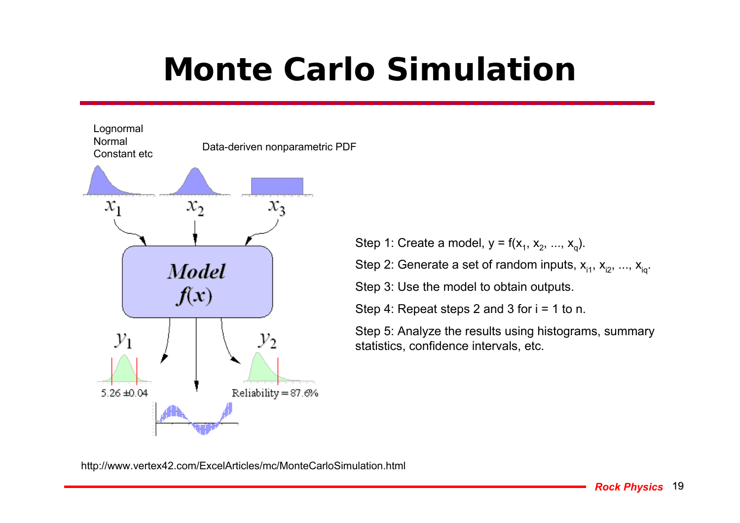# Monte Carlo Simulation

Lognormal
Normal
Constant etc

Data-deriven nonparametric PDF

$x_1$ $x_2$ $x_3$

Model
$f(x)$

$y_1$ $y_2$

5.26 ±0.04

Reliability = 87.6%

Step 1: Create a model, $y = f(x_1, x_2, ..., x_q)$.

Step 2: Generate a set of random inputs, $x_{i1}, x_{i2}, ..., x_{iq}$.

Step 3: Use the model to obtain outputs.

Step 4: Repeat steps 2 and 3 for i = 1 to n.

Step 5: Analyze the results using histograms, summary statistics, confidence intervals, etc.

http://www.vertex42.com/ExcelArticles/mc/MonteCarloSimulation.html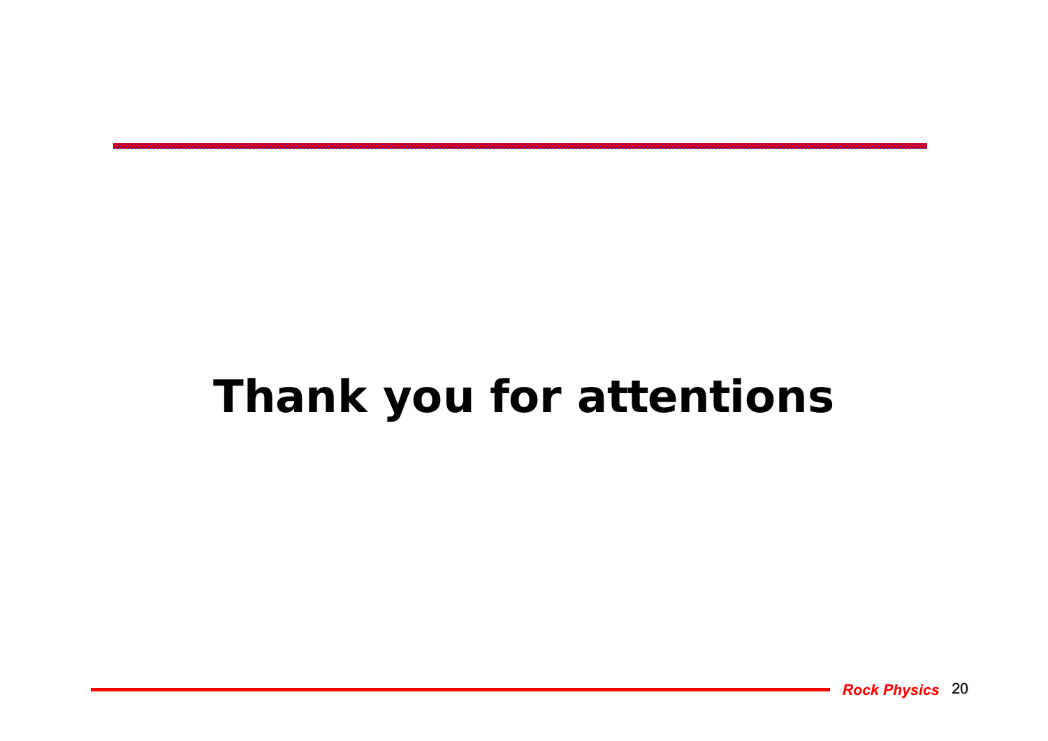# Thank you for attentions